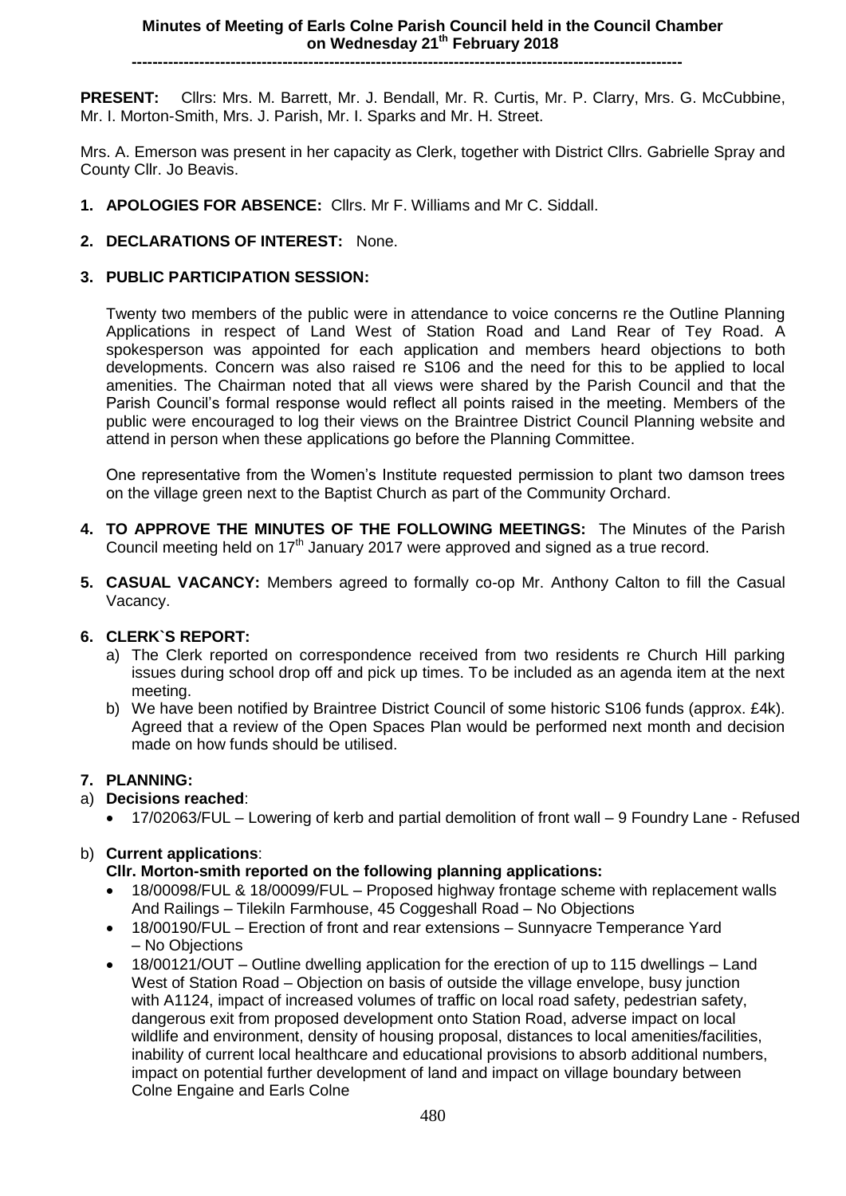# Minutes of Meeting of Earls Colne Parish Council held in the Council Chamber on Wednesday 21th February 2018

---

**PRESENT:** Cllrs: Mrs. M. Barrett, Mr. J. Bendall, Mr. R. Curtis, Mr. P. Clarry, Mrs. G. McCubbine, Mr. I. Morton-Smith, Mrs. J. Parish, Mr. I. Sparks and Mr. H. Street.

Mrs. A. Emerson was present in her capacity as Clerk, together with District Cllrs. Gabrielle Spray and County Cllr. Jo Beavis.

1. **APOLOGIES FOR ABSENCE:** Cllrs. Mr F. Williams and Mr C. Siddall.

2. **DECLARATIONS OF INTEREST:** None.

3. **PUBLIC PARTICIPATION SESSION:**

   Twenty two members of the public were in attendance to voice concerns re the Outline Planning Applications in respect of Land West of Station Road and Land Rear of Tey Road. A spokesperson was appointed for each application and members heard objections to both developments. Concern was also raised re S106 and the need for this to be applied to local amenities. The Chairman noted that all views were shared by the Parish Council and that the Parish Council's formal response would reflect all points raised in the meeting. Members of the public were encouraged to log their views on the Braintree District Council Planning website and attend in person when these applications go before the Planning Committee.

   One representative from the Women's Institute requested permission to plant two damson trees on the village green next to the Baptist Church as part of the Community Orchard.

4. **TO APPROVE THE MINUTES OF THE FOLLOWING MEETINGS:** The Minutes of the Parish Council meeting held on 17th January 2017 were approved and signed as a true record.

5. **CASUAL VACANCY:** Members agreed to formally co-op Mr. Anthony Calton to fill the Casual Vacancy.

6. **CLERK`S REPORT:**
   a) The Clerk reported on correspondence received from two residents re Church Hill parking issues during school drop off and pick up times. To be included as an agenda item at the next meeting.
   b) We have been notified by Braintree District Council of some historic S106 funds (approx. £4k). Agreed that a review of the Open Spaces Plan would be performed next month and decision made on how funds should be utilised.

7. **PLANNING:**

a) **Decisions reached**:
   - 17/02063/FUL – Lowering of kerb and partial demolition of front wall – 9 Foundry Lane - Refused

b) **Current applications**:

   **Cllr. Morton-smith reported on the following planning applications:**
   - 18/00098/FUL & 18/00099/FUL – Proposed highway frontage scheme with replacement walls And Railings – Tilekiln Farmhouse, 45 Coggeshall Road – No Objections
   - 18/00190/FUL – Erection of front and rear extensions – Sunnyacre Temperance Yard – No Objections
   - 18/00121/OUT – Outline dwelling application for the erection of up to 115 dwellings – Land West of Station Road – Objection on basis of outside the village envelope, busy junction with A1124, impact of increased volumes of traffic on local road safety, pedestrian safety, dangerous exit from proposed development onto Station Road, adverse impact on local wildlife and environment, density of housing proposal, distances to local amenities/facilities, inability of current local healthcare and educational provisions to absorb additional numbers, impact on potential further development of land and impact on village boundary between Colne Engaine and Earls Colne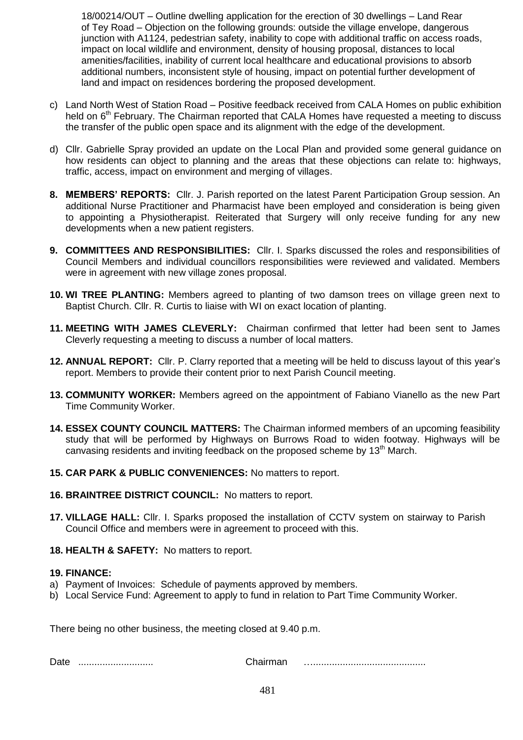18/00214/OUT – Outline dwelling application for the erection of 30 dwellings – Land Rear of Tey Road – Objection on the following grounds: outside the village envelope, dangerous junction with A1124, pedestrian safety, inability to cope with additional traffic on access roads, impact on local wildlife and environment, density of housing proposal, distances to local amenities/facilities, inability of current local healthcare and educational provisions to absorb additional numbers, inconsistent style of housing, impact on potential further development of land and impact on residences bordering the proposed development.

c) Land North West of Station Road – Positive feedback received from CALA Homes on public exhibition held on 6th February. The Chairman reported that CALA Homes have requested a meeting to discuss the transfer of the public open space and its alignment with the edge of the development.

d) Cllr. Gabrielle Spray provided an update on the Local Plan and provided some general guidance on how residents can object to planning and the areas that these objections can relate to: highways, traffic, access, impact on environment and merging of villages.

**8. MEMBERS' REPORTS:** Cllr. J. Parish reported on the latest Parent Participation Group session. An additional Nurse Practitioner and Pharmacist have been employed and consideration is being given to appointing a Physiotherapist. Reiterated that Surgery will only receive funding for any new developments when a new patient registers.

**9. COMMITTEES AND RESPONSIBILITIES:** Cllr. I. Sparks discussed the roles and responsibilities of Council Members and individual councillors responsibilities were reviewed and validated. Members were in agreement with new village zones proposal.

**10. WI TREE PLANTING:** Members agreed to planting of two damson trees on village green next to Baptist Church. Cllr. R. Curtis to liaise with WI on exact location of planting.

**11. MEETING WITH JAMES CLEVERLY:** Chairman confirmed that letter had been sent to James Cleverly requesting a meeting to discuss a number of local matters.

**12. ANNUAL REPORT:** Cllr. P. Clarry reported that a meeting will be held to discuss layout of this year's report. Members to provide their content prior to next Parish Council meeting.

**13. COMMUNITY WORKER:** Members agreed on the appointment of Fabiano Vianello as the new Part Time Community Worker.

**14. ESSEX COUNTY COUNCIL MATTERS:** The Chairman informed members of an upcoming feasibility study that will be performed by Highways on Burrows Road to widen footway. Highways will be canvasing residents and inviting feedback on the proposed scheme by 13th March.

**15. CAR PARK & PUBLIC CONVENIENCES:** No matters to report.

**16. BRAINTREE DISTRICT COUNCIL:** No matters to report.

**17. VILLAGE HALL:** Cllr. I. Sparks proposed the installation of CCTV system on stairway to Parish Council Office and members were in agreement to proceed with this.

**18. HEALTH & SAFETY:** No matters to report.

**19. FINANCE:**

a) Payment of Invoices: Schedule of payments approved by members.
b) Local Service Fund: Agreement to apply to fund in relation to Part Time Community Worker.

There being no other business, the meeting closed at 9.40 p.m.

Date ........................... Chairman …........................................